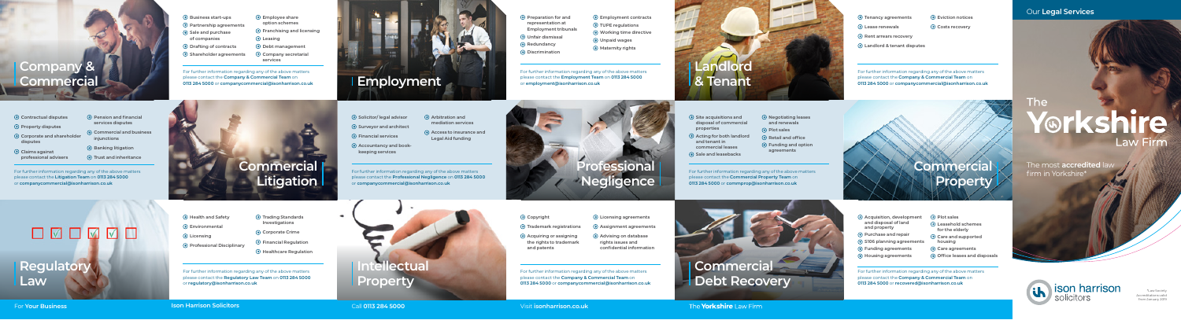## Our **Legal Services**

# The Yorkshire Law Firm

The most **accredited** law firm in Yorkshire*

*Law Society Accreditations valid from January 2019

## Company & Commercial

- Business start-ups
- Partnership agreements
- Sale and purchase of companies
- Drafting of contracts
- Shareholder agreements
- Employee share option schemes
- Franchising and licensing
- Leasing
- Debt management
- Company secretarial services

For further information regarding any of the above matters please contact the **Company & Commercial Team** on **0113 284 5000** or **companycommercial@isonharrison.co.uk**

## Employment

- Preparation for and representation at Employment tribunals
- Unfair dismissal
- Redundancy
- Discrimination
- Employment contracts
- TUPE regulations
- Working time directive
- Unpaid wages
- Maternity rights

For further information regarding any of the above matters please contact the **Employment Team** on **0113 284 5000** or **employment@isonharrison.co.uk**

## Landlord & Tenant

- Tenancy agreements
- Lease renewals
- Rent arrears recovery
- Landlord & tenant disputes
- Eviction notices
- Costs recovery

For further information regarding any of the above matters please contact the **Company & Commercial Team** on **0113 284 5000** or **companycommercial@isonharrison.co.uk**

## Commercial Litigation

- Contractual disputes
- Property disputes
- Corporate and shareholder disputes
- Claims against professional advisers
- Pension and financial services disputes
- Commercial and business injunctions
- Banking litigation
- Trust and inheritance

For further information regarding any of the above matters please contact the **Litigation Team** on **0113 284 5000** or **companycommercial@isonharrison.co.uk**

## Professional Negligence

- Solicitor/ legal advisor
- Surveyor and architect
- Financial services
- Accountancy and book-keeping services
- Arbitration and mediation services
- Access to insurance and Legal Aid funding

For further information regarding any of the above matters please contact the **Professional Negligence** on **0113 284 5000** or **companycommercial@isonharrison.co.uk**

## Commercial Property

- Site acquisitions and disposal of commercial properties
- Acting for both landlord and tenant in commercial leases
- Sale and leasebacks
- Negotiating leases and renewals
- Plot sales
- Retail and office
- Funding and option agreements

For further information regarding any of the above matters please contact the **Commercial Property Team** on **0113 284 5000** or **commprop@isonharrison.co.uk**

## Regulatory Law

- Health and Safety
- Environmental
- Licensing
- Professional Disciplinary
- Trading Standards Investigations
- Corporate Crime
- Financial Regulation
- Healthcare Regulation

For further information regarding any of the above matters please contact the **Regulatory Law Team** on **0113 284 5000** or **regulatory@isonharrison.co.uk**

## Intellectual Property

- Copyright
- Trademark registrations
- Acquiring or assigning the rights to trademark and patents
- Licensing agreements
- Assignment agreements
- Advising on database rights issues and confidential information

For further information regarding any of the above matters please contact the **Company & Commercial Team** on **0113 284 5000** or **companycommercial@isonharrison.co.uk**

## Commercial Debt Recovery

- Acquisition, development and disposal of land and property
- Purchase and repair
- S106 planning agreements
- Funding agreements
- Housing agreements
- Plot sales
- Leasehold schemes for the elderly
- Care and supported housing
- Care agreements
- Office leases and disposals

For further information regarding any of the above matters please contact the **Company & Commercial Team** on **0113 284 5000** or **recovered@isonharrison.co.uk**

ison harrison solicitors

For **Your Business** | **Ison Harrison Solicitors** | Call **0113 284 5000** | Visit **isonharrison.co.uk** | The **Yorkshire** Law Firm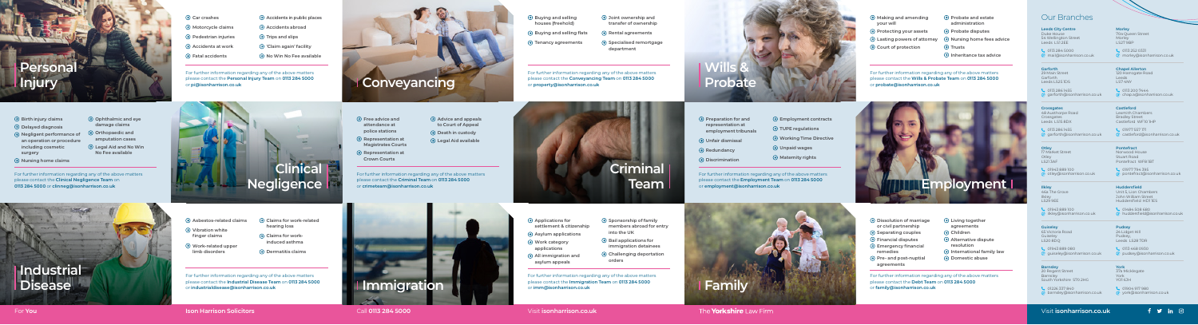# Personal Injury

- Car crashes
- Motorcycle claims
- Pedestrian injuries
- Accidents at work
- Fatal accidents
- Accidents in public places
- Accidents abroad
- Trips and slips
- 'Claim again' facility
- No Win No Fee available

For further information regarding any of the above matters please contact the **Personal Injury Team** on **0113 284 5000** or **pi@isonharrison.co.uk**

# Clinical Negligence

- Birth injury claims
- Delayed diagnosis
- Negligent performance of an operation or procedure including cosmetic surgery
- Nursing home claims
- Ophthalmic and eye damage claims
- Orthopaedic and amputation cases
- Legal Aid and No Win No Fee available

For further information regarding any of the above matters please contact the **Clinical Negligence Team** on **0113 284 5000** or **clinneg@isonharrison.co.uk**

# Industrial Disease

- Asbestos-related claims
- Vibration white finger claims
- Work-related upper limb disorders
- Claims for work-related hearing loss
- Claims for work-induced asthma
- Dermatitis claims

For further information regarding any of the above matters please contact the **Industrial Disease Team** on **0113 284 5000** or **industrialdisease@isonharrison.co.uk**

# Conveyancing

- Buying and selling houses (freehold)
- Buying and selling flats
- Tenancy agreements
- Joint ownership and transfer of ownership
- Rental agreements
- Specialised remortgage department

For further information regarding any of the above matters please contact the **Conveyancing Team** on **0113 284 5000** or **property@isonharrison.co.uk**

# Criminal Team

- Free advice and attendance at police stations
- Representation at Magistrates Courts
- Representation at Crown Courts
- Advice and appeals to Court of Appeal
- Death in custody
- Legal Aid available

For further information regarding any of the above matters please contact the **Criminal Team** on **0113 284 5000** or **crimeteam@isonharrison.co.uk**

# Immigration

- Applications for settlement & citizenship
- Asylum applications
- Work category applications
- All immigration and asylum appeals
- Sponsorship of family members abroad for entry into the UK
- Bail applications for immigration detainees
- Challenging deportation orders

For further information regarding any of the above matters please contact the **Immigration Team** on **0113 284 5000** or **imm@isonharrison.co.uk**

# Wills & Probate

- Making and amending your will
- Protecting your assets
- Lasting powers of attorney
- Court of protection
- Probate and estate administration
- Probate disputes
- Nursing home fees advice
- Trusts
- Inheritance tax advice

For further information regarding any of the above matters please contact the **Wills & Probate Team** on **0113 284 5000** or **probate@isonharrison.co.uk**

# Employment

- Preparation for and representation at employment tribunals
- Unfair dismissal
- Redundancy
- Discrimination
- Employment contracts
- TUPE regulations
- Working Time Directive
- Unpaid wages
- Maternity rights

For further information regarding any of the above matters please contact the **Employment Team** on **0113 284 5000** or **employment@isonharrison.co.uk**

# Family

- Dissolution of marriage or civil partnership
- Separating couples
- Financial disputes
- Emergency financial remedies
- Pre- and post-nuptial agreements
- Living together agreements
- Children
- Alternative dispute resolution
- International family law
- Domestic abuse

For further information regarding any of the above matters please contact the **Debt Team** on **0113 284 5000** or **family@isonharrison.co.uk**

## Our Branches

**Leeds City Centre**
Duke House
54 Wellington Street
Leeds LS1 2EE
0113 284 5000
mail@isonharrison.co.uk

**Morley**
70a Queen Street
Morley
LS27 8EP
0113 252 0331
morley@isonharrison.co.uk

**Garforth**
28 Main Street
Garforth
Leeds LS25 1DS
0113 286 1455
garforth@isonharrison.co.uk

**Chapel Allerton**
120 Harrogate Road
Leeds
LS7 4NY
0113 200 7444
chapa@isonharrison.co.uk

**Crossgates**
48 Austhorpe Road
Crossgates
Leeds LS15 8DX
0113 286 1455
garforth@isonharrison.co.uk

**Castleford**
Lesmith Chambers
Bradley Street
Castleford WF10 1HP
01977 557 171
castleford@isonharrison.co.uk

**Otley**
17 Market Street
Otley
LS21 3AF
01943 889 100
otley@isonharrison.co.uk

**Pontefract**
Norwood House
Stuart Road
Pontefract WF8 1BT
01977 794 395
pontefract@isonharrison.co.uk

**Ilkley**
46a The Grove
Ilkley
LS29 9EE
01943 889 100
ilkley@isonharrison.co.uk

**Huddersfield**
Unit 3, Lion Chambers
John William Street
Huddersfield HD1 1ES
01484 508 680
huddersfield@isonharrison.co.uk

**Guiseley**
65 Victoria Road
Guiseley
LS20 8DQ
01943 889 060
guiseley@isonharrison.co.uk

**Pudsey**
2A Lidget Hill
Pudsey
Leeds LS28 7DR
0113 468 0100
pudsey@isonharrison.co.uk

**Barnsley**
20 Regent Street
Barnsley
South Yorkshire S70 2HG
01226 3728 840
barnsley@isonharrison.co.uk

**York**
37a Micklegate
York
YO1 6JH
01904 917 980
york@isonharrison.co.uk

For **You** | **Ison Harrison Solicitors** | Call **0113 284 5000** | Visit **isonharrison.co.uk** | The **Yorkshire** Law Firm | Visit **isonharrison.co.uk**